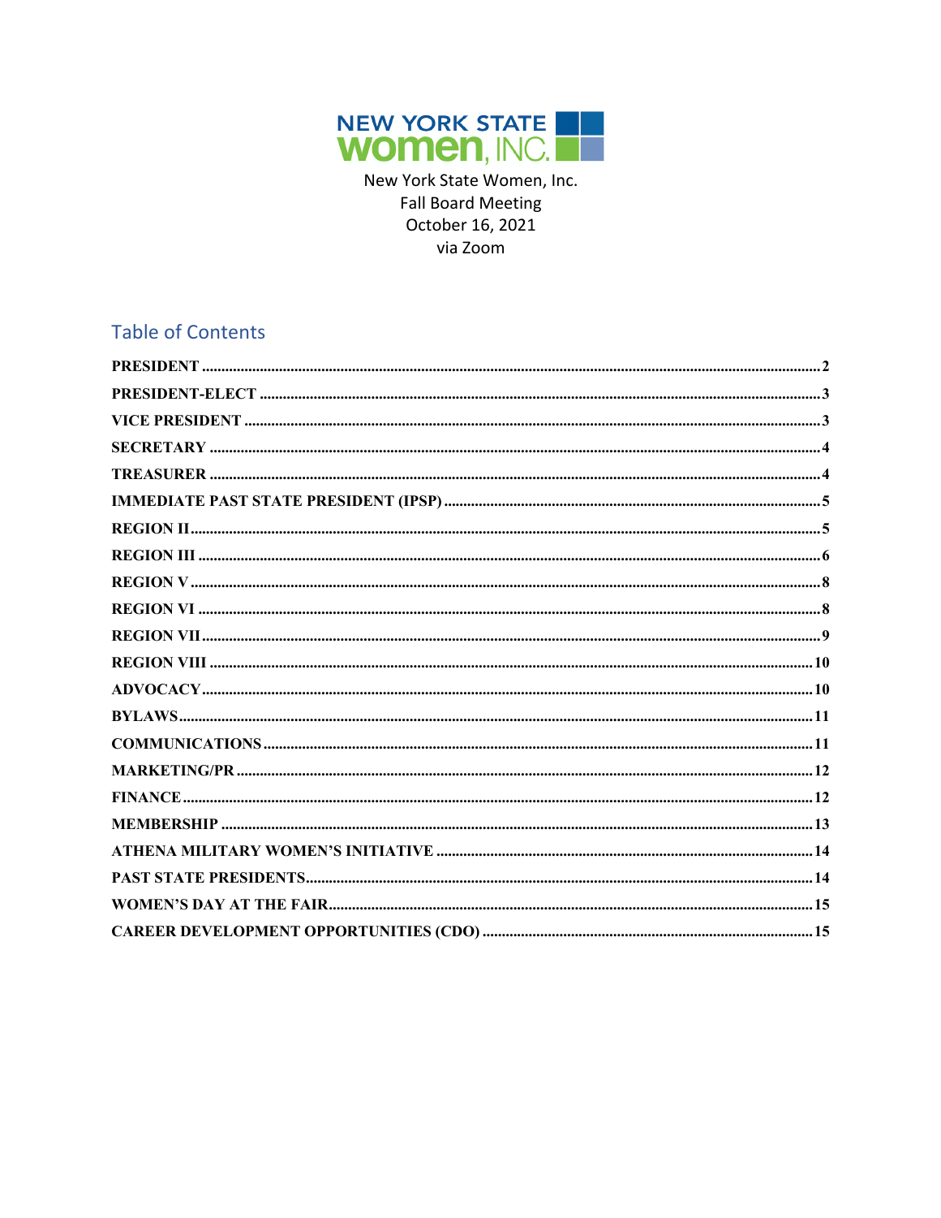New York State Women, Inc.
Fall Board Meeting
October 16, 2021
via Zoom

## Table of Contents

| Section | Page |
|---|---|
| PRESIDENT | 2 |
| PRESIDENT-ELECT | 3 |
| VICE PRESIDENT | 3 |
| SECRETARY | 4 |
| TREASURER | 4 |
| IMMEDIATE PAST STATE PRESIDENT (IPSP) | 5 |
| REGION II | 5 |
| REGION III | 6 |
| REGION V | 8 |
| REGION VI | 8 |
| REGION VII | 9 |
| REGION VIII | 10 |
| ADVOCACY | 10 |
| BYLAWS | 11 |
| COMMUNICATIONS | 11 |
| MARKETING/PR | 12 |
| FINANCE | 12 |
| MEMBERSHIP | 13 |
| ATHENA MILITARY WOMEN'S INITIATIVE | 14 |
| PAST STATE PRESIDENTS | 14 |
| WOMEN'S DAY AT THE FAIR | 15 |
| CAREER DEVELOPMENT OPPORTUNITIES (CDO) | 15 |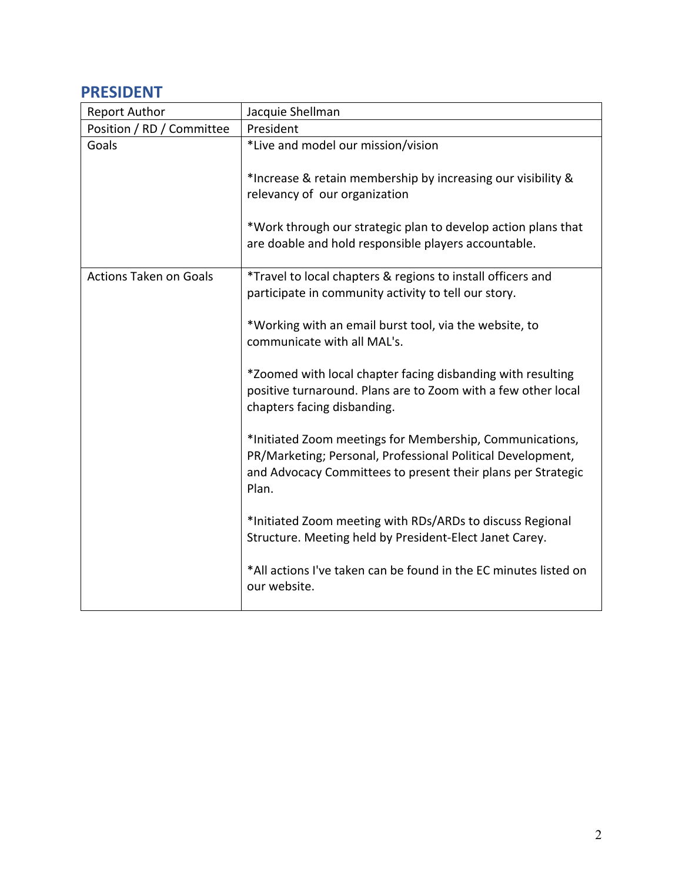## PRESIDENT

| Report Author | Jacquie Shellman |
|---|---|
| Position / RD / Committee | President |
| Goals | *Live and model our mission/vision<br><br>*Increase & retain membership by increasing our visibility & relevancy of our organization<br><br>*Work through our strategic plan to develop action plans that are doable and hold responsible players accountable. |
| Actions Taken on Goals | *Travel to local chapters & regions to install officers and participate in community activity to tell our story.<br><br>*Working with an email burst tool, via the website, to communicate with all MAL's.<br><br>*Zoomed with local chapter facing disbanding with resulting positive turnaround. Plans are to Zoom with a few other local chapters facing disbanding.<br><br>*Initiated Zoom meetings for Membership, Communications, PR/Marketing; Personal, Professional Political Development, and Advocacy Committees to present their plans per Strategic Plan.<br><br>*Initiated Zoom meeting with RDs/ARDs to discuss Regional Structure. Meeting held by President-Elect Janet Carey.<br><br>*All actions I've taken can be found in the EC minutes listed on our website. |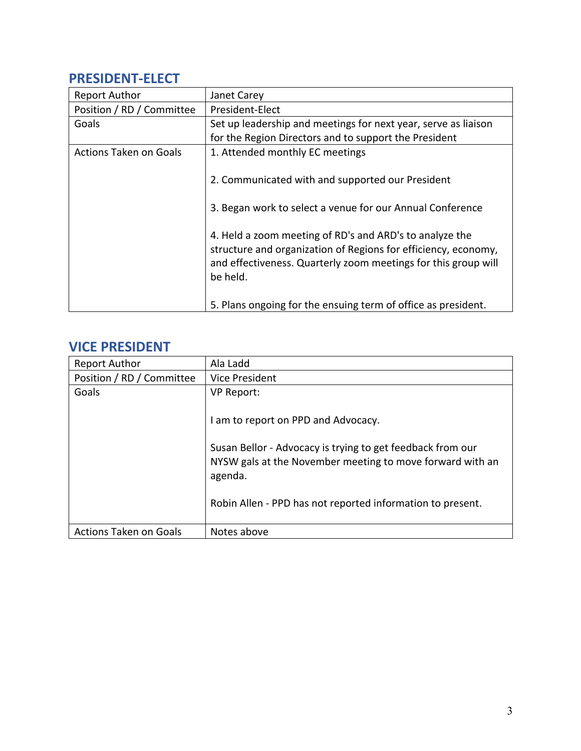## PRESIDENT-ELECT

| Report Author | Janet Carey |
|---|---|
| Position / RD / Committee | President-Elect |
| Goals | Set up leadership and meetings for next year, serve as liaison for the Region Directors and to support the President |
| Actions Taken on Goals | 1. Attended monthly EC meetings<br><br>2. Communicated with and supported our President<br><br>3. Began work to select a venue for our Annual Conference<br><br>4. Held a zoom meeting of RD's and ARD's to analyze the structure and organization of Regions for efficiency, economy, and effectiveness. Quarterly zoom meetings for this group will be held.<br><br>5. Plans ongoing for the ensuing term of office as president. |

## VICE PRESIDENT

| Report Author | Ala Ladd |
|---|---|
| Position / RD / Committee | Vice President |
| Goals | VP Report:<br><br>I am to report on PPD and Advocacy.<br><br>Susan Bellor - Advocacy is trying to get feedback from our NYSW gals at the November meeting to move forward with an agenda.<br><br>Robin Allen - PPD has not reported information to present. |
| Actions Taken on Goals | Notes above |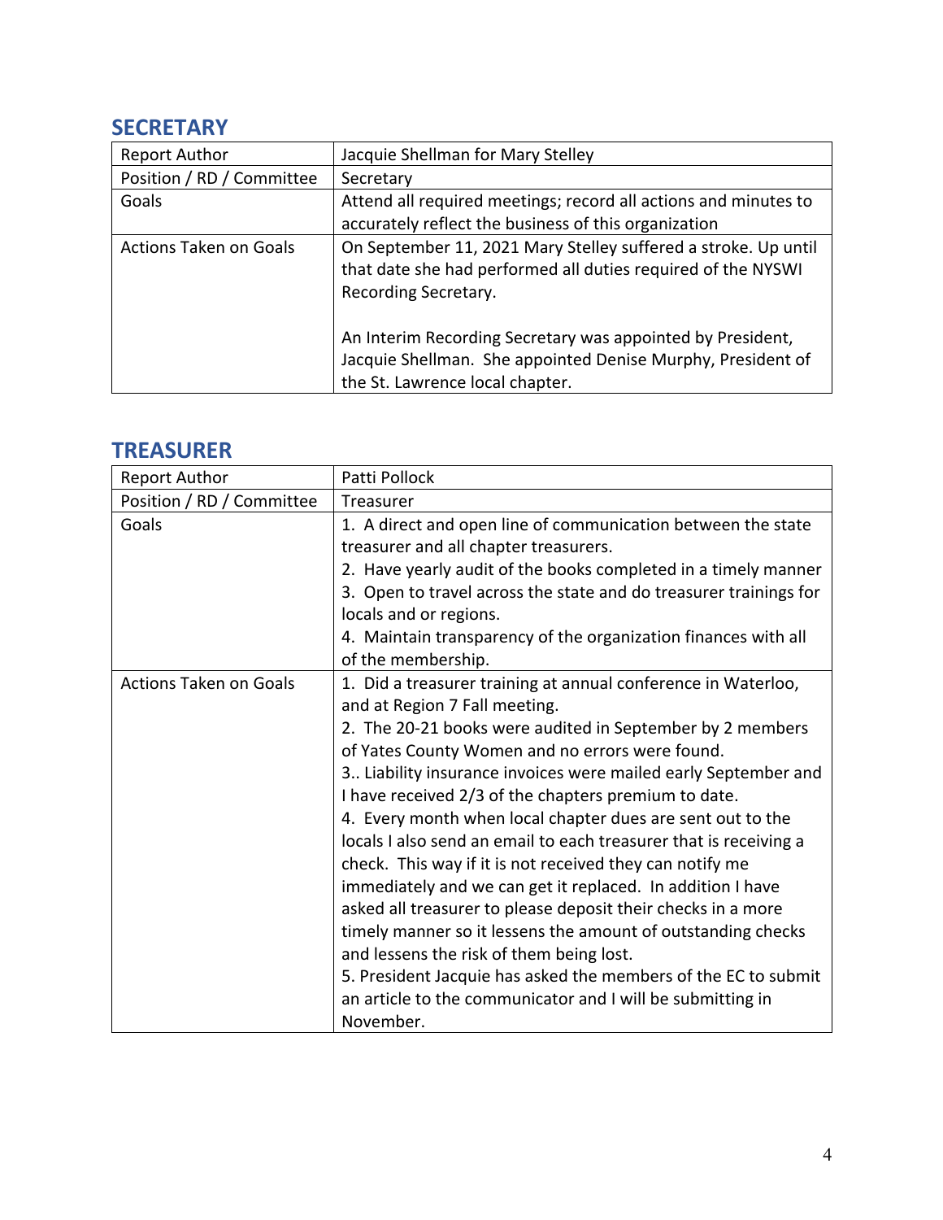## SECRETARY

| Report Author | Jacquie Shellman for Mary Stelley |
|---|---|
| Position / RD / Committee | Secretary |
| Goals | Attend all required meetings; record all actions and minutes to accurately reflect the business of this organization |
| Actions Taken on Goals | On September 11, 2021 Mary Stelley suffered a stroke. Up until that date she had performed all duties required of the NYSWI Recording Secretary.<br><br>An Interim Recording Secretary was appointed by President, Jacquie Shellman. She appointed Denise Murphy, President of the St. Lawrence local chapter. |

## TREASURER

| Report Author | Patti Pollock |
|---|---|
| Position / RD / Committee | Treasurer |
| Goals | 1. A direct and open line of communication between the state treasurer and all chapter treasurers.<br>2. Have yearly audit of the books completed in a timely manner<br>3. Open to travel across the state and do treasurer trainings for locals and or regions.<br>4. Maintain transparency of the organization finances with all of the membership. |
| Actions Taken on Goals | 1. Did a treasurer training at annual conference in Waterloo, and at Region 7 Fall meeting.<br>2. The 20-21 books were audited in September by 2 members of Yates County Women and no errors were found.<br>3.. Liability insurance invoices were mailed early September and I have received 2/3 of the chapters premium to date.<br>4. Every month when local chapter dues are sent out to the locals I also send an email to each treasurer that is receiving a check. This way if it is not received they can notify me immediately and we can get it replaced. In addition I have asked all treasurer to please deposit their checks in a more timely manner so it lessens the amount of outstanding checks and lessens the risk of them being lost.<br>5. President Jacquie has asked the members of the EC to submit an article to the communicator and I will be submitting in November. |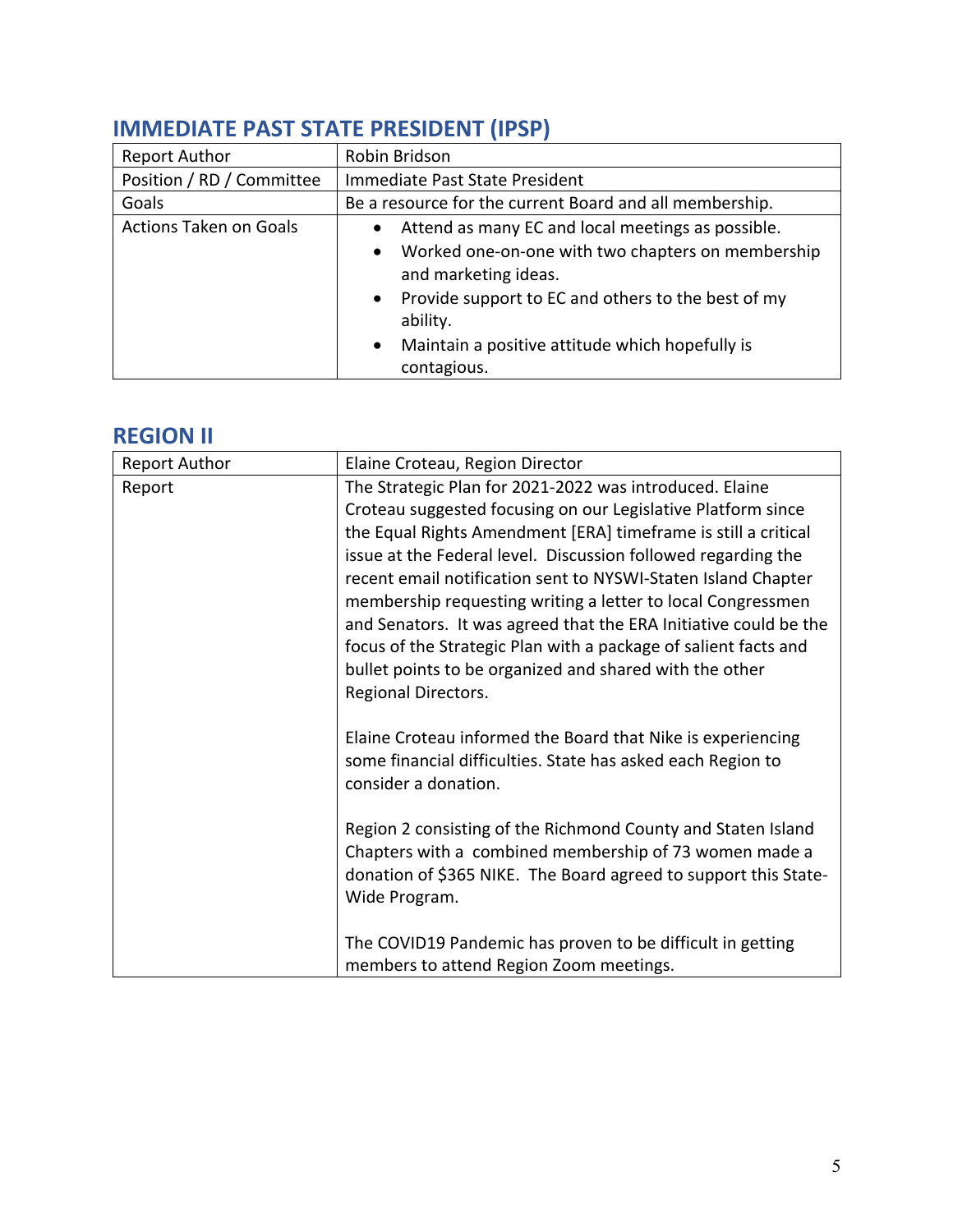## IMMEDIATE PAST STATE PRESIDENT (IPSP)

| Report Author | Robin Bridson |
|---|---|
| Position / RD / Committee | Immediate Past State President |
| Goals | Be a resource for the current Board and all membership. |
| Actions Taken on Goals | • Attend as many EC and local meetings as possible.<br>• Worked one-on-one with two chapters on membership and marketing ideas.<br>• Provide support to EC and others to the best of my ability.<br>• Maintain a positive attitude which hopefully is contagious. |

## REGION II

| Report Author | Elaine Croteau, Region Director |
|---|---|
| Report | The Strategic Plan for 2021-2022 was introduced. Elaine Croteau suggested focusing on our Legislative Platform since the Equal Rights Amendment [ERA] timeframe is still a critical issue at the Federal level. Discussion followed regarding the recent email notification sent to NYSWI-Staten Island Chapter membership requesting writing a letter to local Congressmen and Senators. It was agreed that the ERA Initiative could be the focus of the Strategic Plan with a package of salient facts and bullet points to be organized and shared with the other Regional Directors.<br><br>Elaine Croteau informed the Board that Nike is experiencing some financial difficulties. State has asked each Region to consider a donation.<br><br>Region 2 consisting of the Richmond County and Staten Island Chapters with a combined membership of 73 women made a donation of $365 NIKE. The Board agreed to support this State-Wide Program.<br><br>The COVID19 Pandemic has proven to be difficult in getting members to attend Region Zoom meetings. |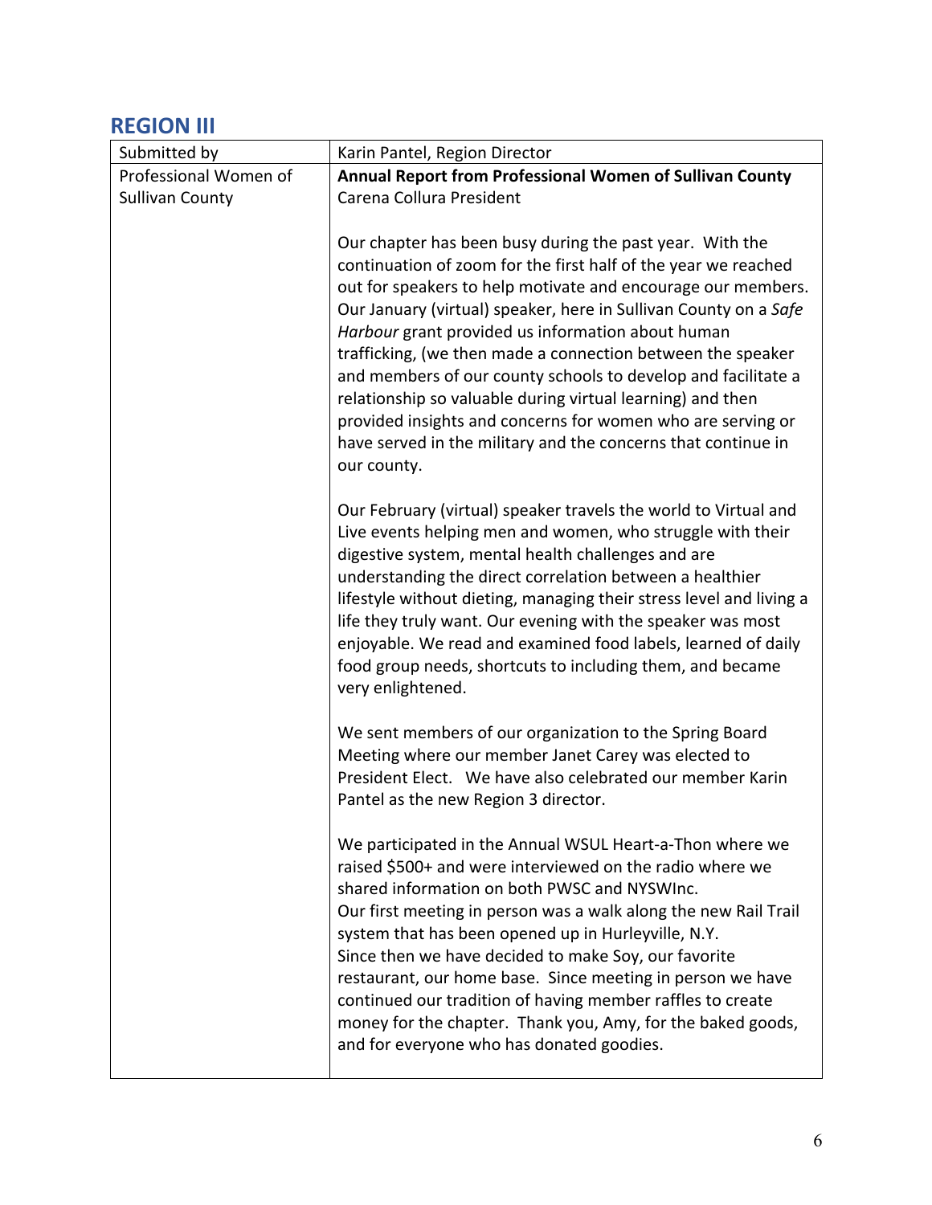## REGION III

| Submitted by | Karin Pantel, Region Director |
|---|---|
| Professional Women of Sullivan County | **Annual Report from Professional Women of Sullivan County**<br>Carena Collura President<br><br>Our chapter has been busy during the past year. With the continuation of zoom for the first half of the year we reached out for speakers to help motivate and encourage our members. Our January (virtual) speaker, here in Sullivan County on a *Safe Harbour* grant provided us information about human trafficking, (we then made a connection between the speaker and members of our county schools to develop and facilitate a relationship so valuable during virtual learning) and then provided insights and concerns for women who are serving or have served in the military and the concerns that continue in our county.<br><br>Our February (virtual) speaker travels the world to Virtual and Live events helping men and women, who struggle with their digestive system, mental health challenges and are understanding the direct correlation between a healthier lifestyle without dieting, managing their stress level and living a life they truly want. Our evening with the speaker was most enjoyable. We read and examined food labels, learned of daily food group needs, shortcuts to including them, and became very enlightened.<br><br>We sent members of our organization to the Spring Board Meeting where our member Janet Carey was elected to President Elect. We have also celebrated our member Karin Pantel as the new Region 3 director.<br><br>We participated in the Annual WSUL Heart-a-Thon where we raised $500+ and were interviewed on the radio where we shared information on both PWSC and NYSWInc.<br>Our first meeting in person was a walk along the new Rail Trail system that has been opened up in Hurleyville, N.Y.<br>Since then we have decided to make Soy, our favorite restaurant, our home base. Since meeting in person we have continued our tradition of having member raffles to create money for the chapter. Thank you, Amy, for the baked goods, and for everyone who has donated goodies. |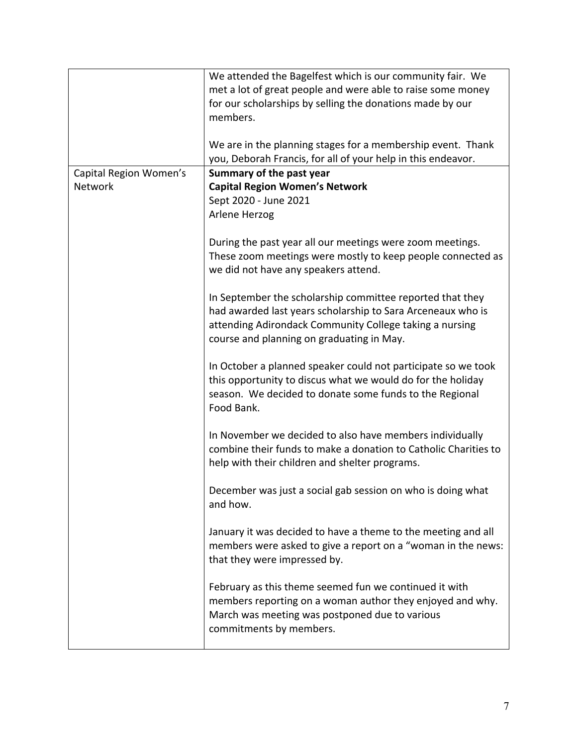|  |  |
| --- | --- |
|  | We attended the Bagelfest which is our community fair. We met a lot of great people and were able to raise some money for our scholarships by selling the donations made by our members.<br><br>We are in the planning stages for a membership event. Thank you, Deborah Francis, for all of your help in this endeavor. |
| Capital Region Women's Network | **Summary of the past year**<br>**Capital Region Women's Network**<br>Sept 2020 - June 2021<br>Arlene Herzog<br><br>During the past year all our meetings were zoom meetings. These zoom meetings were mostly to keep people connected as we did not have any speakers attend.<br><br>In September the scholarship committee reported that they had awarded last years scholarship to Sara Arceneaux who is attending Adirondack Community College taking a nursing course and planning on graduating in May.<br><br>In October a planned speaker could not participate so we took this opportunity to discus what we would do for the holiday season. We decided to donate some funds to the Regional Food Bank.<br><br>In November we decided to also have members individually combine their funds to make a donation to Catholic Charities to help with their children and shelter programs.<br><br>December was just a social gab session on who is doing what and how.<br><br>January it was decided to have a theme to the meeting and all members were asked to give a report on a "woman in the news: that they were impressed by.<br><br>February as this theme seemed fun we continued it with members reporting on a woman author they enjoyed and why. March was meeting was postponed due to various commitments by members. |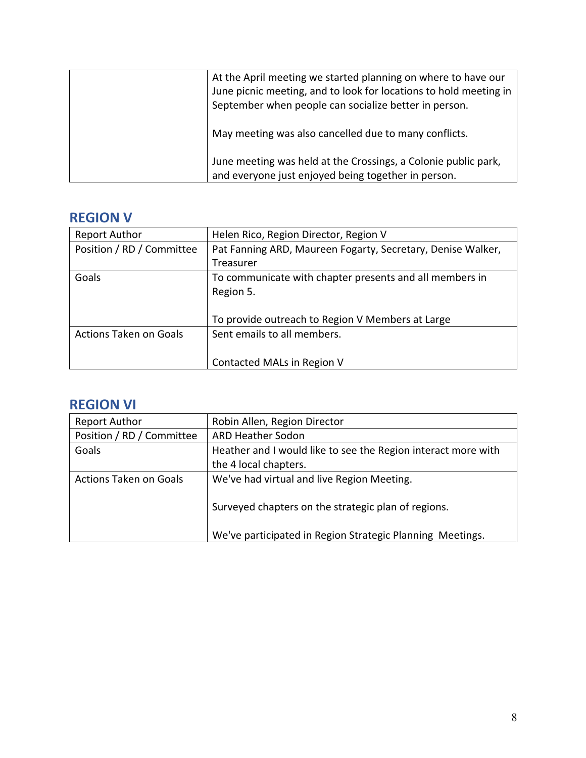|  | At the April meeting we started planning on where to have our June picnic meeting, and to look for locations to hold meeting in September when people can socialize better in person.<br><br>May meeting was also cancelled due to many conflicts.<br><br>June meeting was held at the Crossings, a Colonie public park, and everyone just enjoyed being together in person. |
|---|---|

## REGION V

| Report Author | Helen Rico, Region Director, Region V |
|---|---|
| Position / RD / Committee | Pat Fanning ARD, Maureen Fogarty, Secretary, Denise Walker, Treasurer |
| Goals | To communicate with chapter presents and all members in Region 5.<br><br>To provide outreach to Region V Members at Large |
| Actions Taken on Goals | Sent emails to all members.<br><br>Contacted MALs in Region V |

## REGION VI

| Report Author | Robin Allen, Region Director |
|---|---|
| Position / RD / Committee | ARD Heather Sodon |
| Goals | Heather and I would like to see the Region interact more with the 4 local chapters. |
| Actions Taken on Goals | We've had virtual and live Region Meeting.<br><br>Surveyed chapters on the strategic plan of regions.<br><br>We've participated in Region Strategic Planning Meetings. |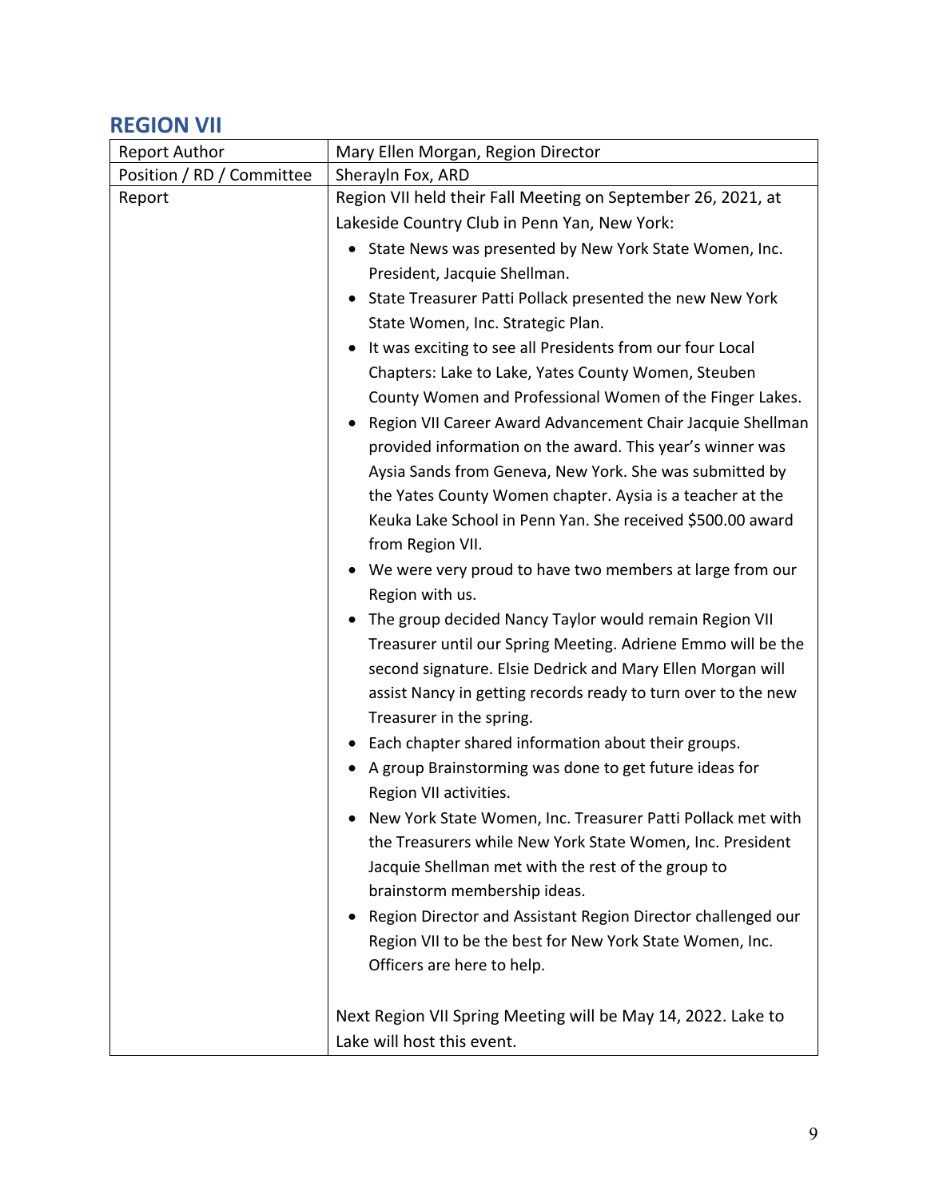## REGION VII

| Report Author | Mary Ellen Morgan, Region Director |
| --- | --- |
| Position / RD / Committee | Sherayln Fox, ARD |
| Report | Region VII held their Fall Meeting on September 26, 2021, at Lakeside Country Club in Penn Yan, New York:<br>• State News was presented by New York State Women, Inc. President, Jacquie Shellman.<br>• State Treasurer Patti Pollack presented the new New York State Women, Inc. Strategic Plan.<br>• It was exciting to see all Presidents from our four Local Chapters: Lake to Lake, Yates County Women, Steuben County Women and Professional Women of the Finger Lakes.<br>• Region VII Career Award Advancement Chair Jacquie Shellman provided information on the award. This year's winner was Aysia Sands from Geneva, New York. She was submitted by the Yates County Women chapter. Aysia is a teacher at the Keuka Lake School in Penn Yan. She received $500.00 award from Region VII.<br>• We were very proud to have two members at large from our Region with us.<br>• The group decided Nancy Taylor would remain Region VII Treasurer until our Spring Meeting. Adriene Emmo will be the second signature. Elsie Dedrick and Mary Ellen Morgan will assist Nancy in getting records ready to turn over to the new Treasurer in the spring.<br>• Each chapter shared information about their groups.<br>• A group Brainstorming was done to get future ideas for Region VII activities.<br>• New York State Women, Inc. Treasurer Patti Pollack met with the Treasurers while New York State Women, Inc. President Jacquie Shellman met with the rest of the group to brainstorm membership ideas.<br>• Region Director and Assistant Region Director challenged our Region VII to be the best for New York State Women, Inc. Officers are here to help.<br><br>Next Region VII Spring Meeting will be May 14, 2022. Lake to Lake will host this event. |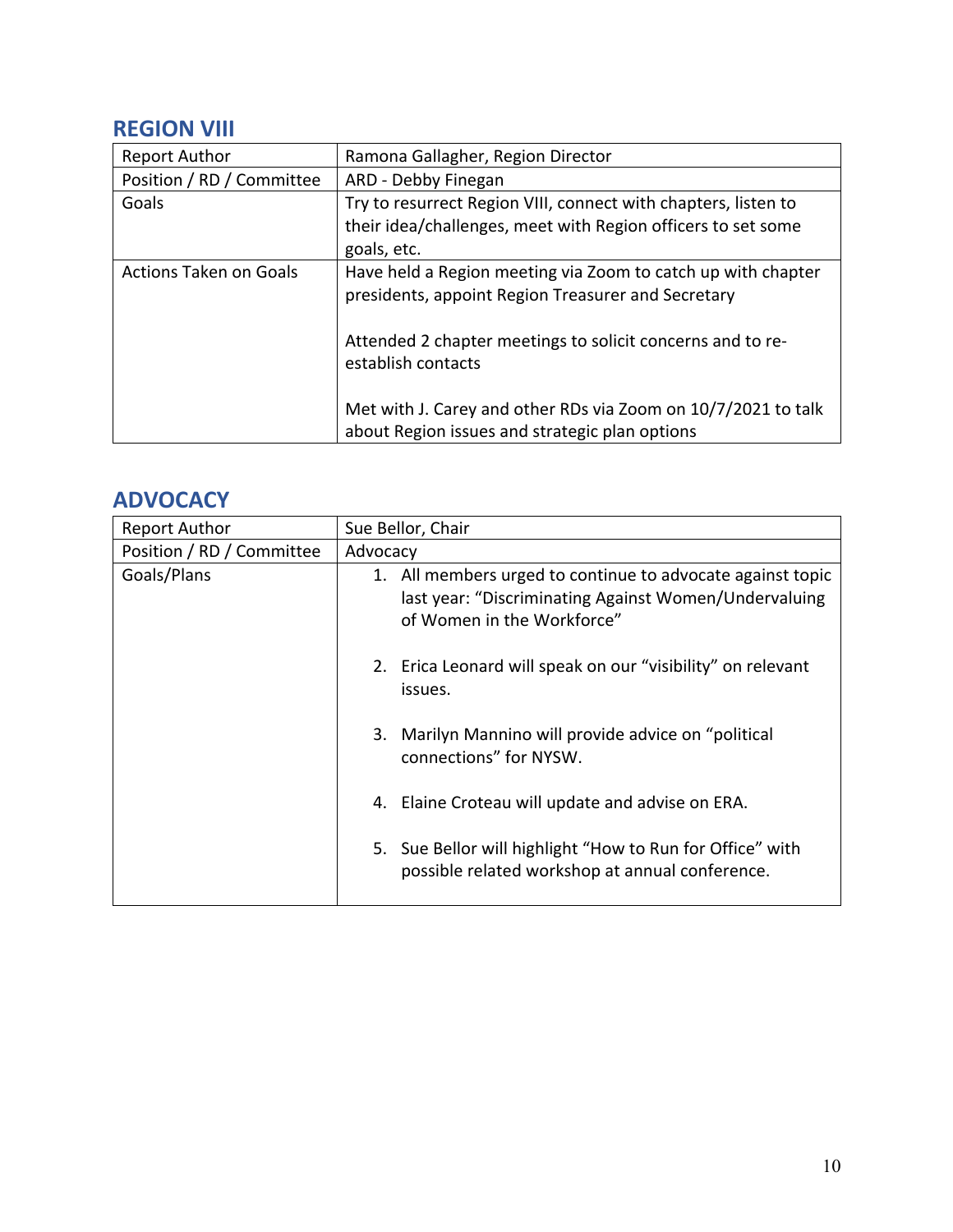## REGION VIII

| Report Author | Ramona Gallagher, Region Director |
|---|---|
| Position / RD / Committee | ARD - Debby Finegan |
| Goals | Try to resurrect Region VIII, connect with chapters, listen to their idea/challenges, meet with Region officers to set some goals, etc. |
| Actions Taken on Goals | Have held a Region meeting via Zoom to catch up with chapter presidents, appoint Region Treasurer and Secretary<br><br>Attended 2 chapter meetings to solicit concerns and to re-establish contacts<br><br>Met with J. Carey and other RDs via Zoom on 10/7/2021 to talk about Region issues and strategic plan options |

## ADVOCACY

| Report Author | Sue Bellor, Chair |
|---|---|
| Position / RD / Committee | Advocacy |
| Goals/Plans | 1. All members urged to continue to advocate against topic last year: "Discriminating Against Women/Undervaluing of Women in the Workforce"<br><br>2. Erica Leonard will speak on our "visibility" on relevant issues.<br><br>3. Marilyn Mannino will provide advice on "political connections" for NYSW.<br><br>4. Elaine Croteau will update and advise on ERA.<br><br>5. Sue Bellor will highlight "How to Run for Office" with possible related workshop at annual conference. |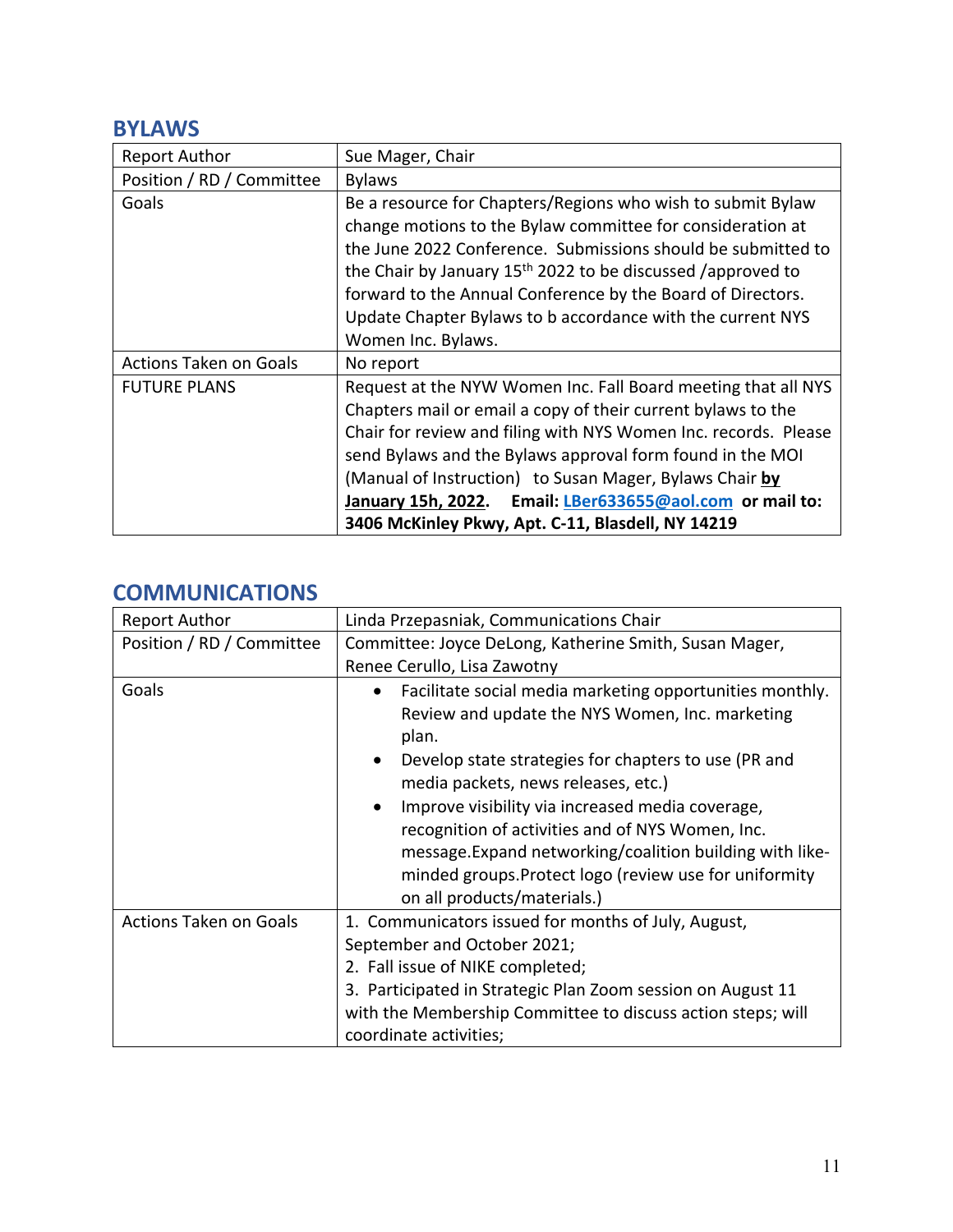## BYLAWS

| Report Author | Sue Mager, Chair |
|---|---|
| Position / RD / Committee | Bylaws |
| Goals | Be a resource for Chapters/Regions who wish to submit Bylaw change motions to the Bylaw committee for consideration at the June 2022 Conference. Submissions should be submitted to the Chair by January 15th 2022 to be discussed /approved to forward to the Annual Conference by the Board of Directors. Update Chapter Bylaws to b accordance with the current NYS Women Inc. Bylaws. |
| Actions Taken on Goals | No report |
| FUTURE PLANS | Request at the NYW Women Inc. Fall Board meeting that all NYS Chapters mail or email a copy of their current bylaws to the Chair for review and filing with NYS Women Inc. records. Please send Bylaws and the Bylaws approval form found in the MOI (Manual of Instruction) to Susan Mager, Bylaws Chair **<u>by January 15h, 2022</u>. Email: LBer633655@aol.com or mail to: 3406 McKinley Pkwy, Apt. C-11, Blasdell, NY 14219** |

## COMMUNICATIONS

| Report Author | Linda Przepasniak, Communications Chair |
|---|---|
| Position / RD / Committee | Committee: Joyce DeLong, Katherine Smith, Susan Mager, Renee Cerullo, Lisa Zawotny |
| Goals | • Facilitate social media marketing opportunities monthly. Review and update the NYS Women, Inc. marketing plan.<br>• Develop state strategies for chapters to use (PR and media packets, news releases, etc.)<br>• Improve visibility via increased media coverage, recognition of activities and of NYS Women, Inc. message.Expand networking/coalition building with like-minded groups.Protect logo (review use for uniformity on all products/materials.) |
| Actions Taken on Goals | 1. Communicators issued for months of July, August, September and October 2021;<br>2. Fall issue of NIKE completed;<br>3. Participated in Strategic Plan Zoom session on August 11 with the Membership Committee to discuss action steps; will coordinate activities; |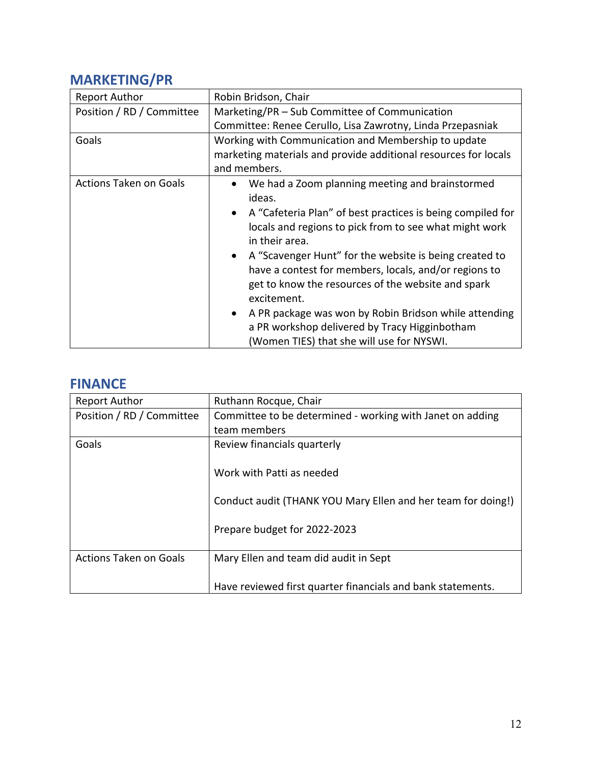## MARKETING/PR

| Report Author | Robin Bridson, Chair |
| --- | --- |
| Position / RD / Committee | Marketing/PR – Sub Committee of Communication<br>Committee: Renee Cerullo, Lisa Zawrotny, Linda Przepasniak |
| Goals | Working with Communication and Membership to update marketing materials and provide additional resources for locals and members. |
| Actions Taken on Goals | • We had a Zoom planning meeting and brainstormed ideas.<br>• A "Cafeteria Plan" of best practices is being compiled for locals and regions to pick from to see what might work in their area.<br>• A "Scavenger Hunt" for the website is being created to have a contest for members, locals, and/or regions to get to know the resources of the website and spark excitement.<br>• A PR package was won by Robin Bridson while attending a PR workshop delivered by Tracy Higginbotham (Women TIES) that she will use for NYSWI. |

## FINANCE

| Report Author | Ruthann Rocque, Chair |
| --- | --- |
| Position / RD / Committee | Committee to be determined - working with Janet on adding team members |
| Goals | Review financials quarterly<br><br>Work with Patti as needed<br><br>Conduct audit (THANK YOU Mary Ellen and her team for doing!)<br><br>Prepare budget for 2022-2023 |
| Actions Taken on Goals | Mary Ellen and team did audit in Sept<br><br>Have reviewed first quarter financials and bank statements. |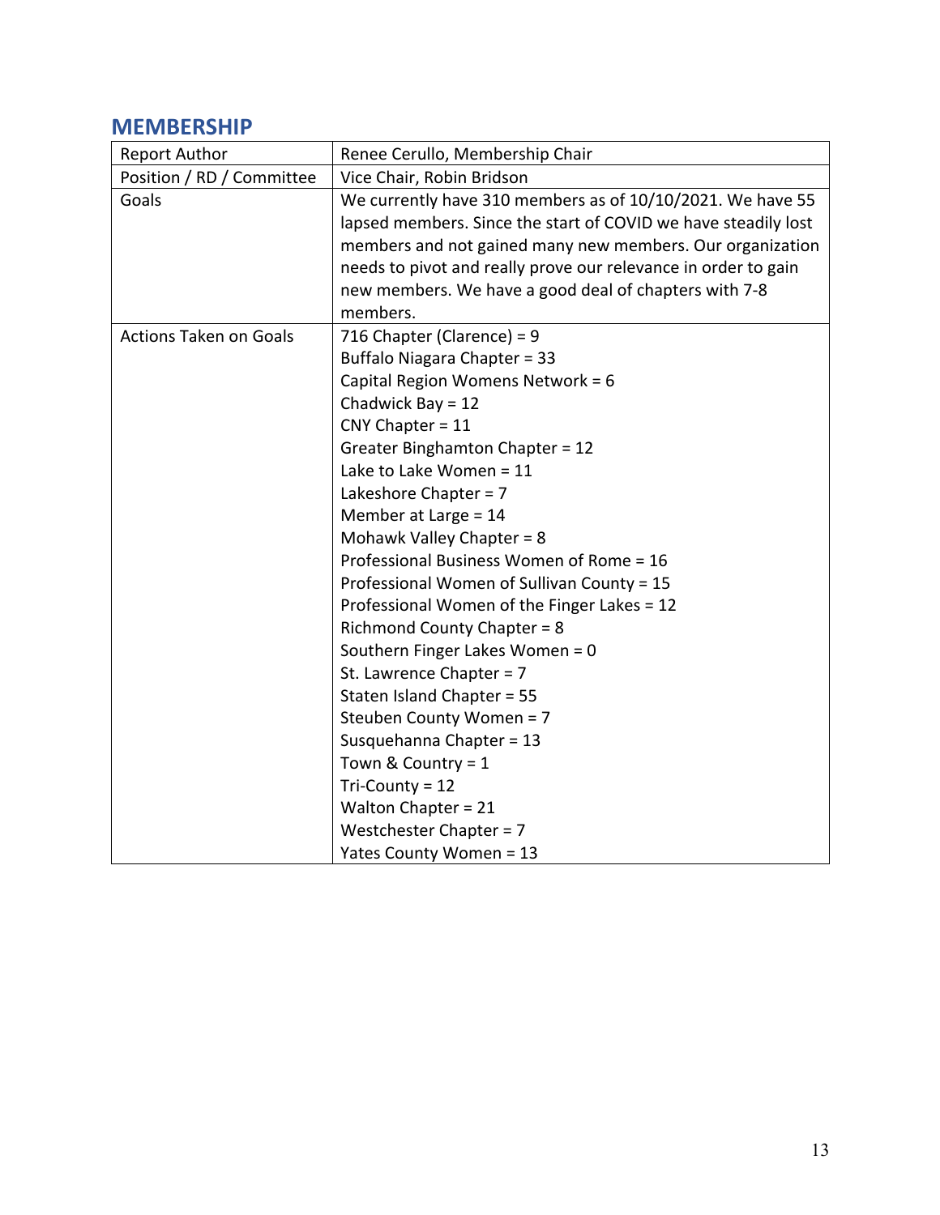## MEMBERSHIP

| Report Author | Renee Cerullo, Membership Chair |
|---|---|
| Position / RD / Committee | Vice Chair, Robin Bridson |
| Goals | We currently have 310 members as of 10/10/2021. We have 55 lapsed members. Since the start of COVID we have steadily lost members and not gained many new members. Our organization needs to pivot and really prove our relevance in order to gain new members. We have a good deal of chapters with 7-8 members. |
| Actions Taken on Goals | 716 Chapter (Clarence) = 9<br>Buffalo Niagara Chapter = 33<br>Capital Region Womens Network = 6<br>Chadwick Bay = 12<br>CNY Chapter = 11<br>Greater Binghamton Chapter = 12<br>Lake to Lake Women = 11<br>Lakeshore Chapter = 7<br>Member at Large = 14<br>Mohawk Valley Chapter = 8<br>Professional Business Women of Rome = 16<br>Professional Women of Sullivan County = 15<br>Professional Women of the Finger Lakes = 12<br>Richmond County Chapter = 8<br>Southern Finger Lakes Women = 0<br>St. Lawrence Chapter = 7<br>Staten Island Chapter = 55<br>Steuben County Women = 7<br>Susquehanna Chapter = 13<br>Town & Country = 1<br>Tri-County = 12<br>Walton Chapter = 21<br>Westchester Chapter = 7<br>Yates County Women = 13 |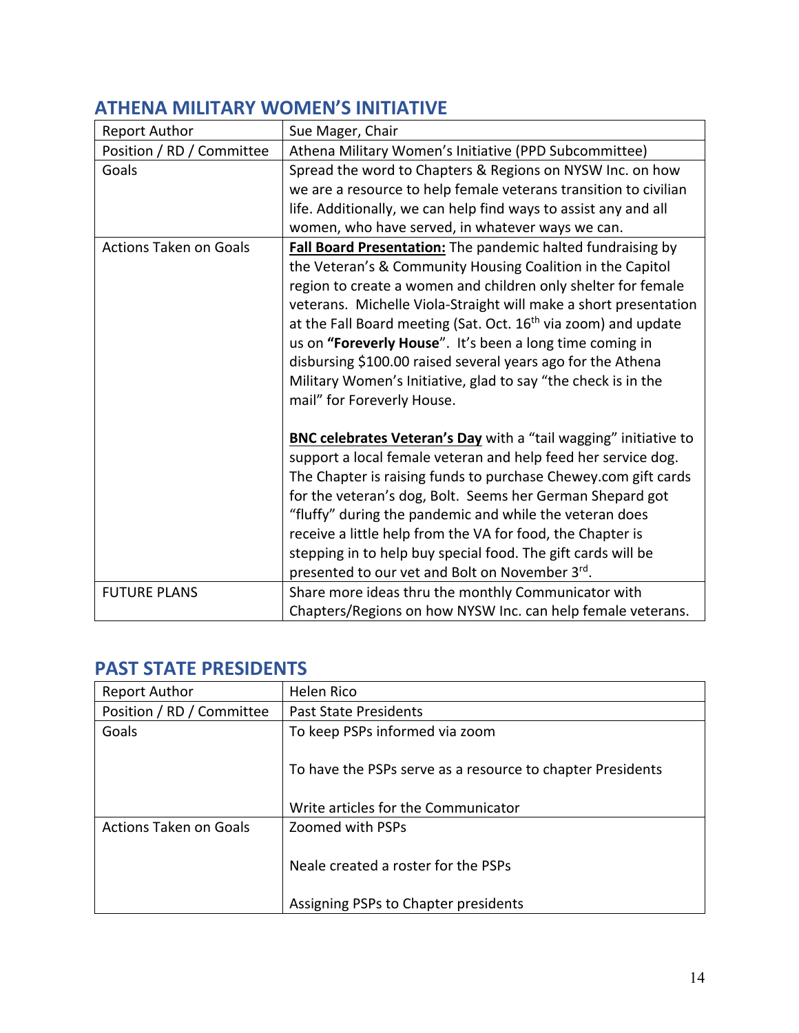## ATHENA MILITARY WOMEN'S INITIATIVE

| Report Author | Sue Mager, Chair |
|---|---|
| Position / RD / Committee | Athena Military Women's Initiative (PPD Subcommittee) |
| Goals | Spread the word to Chapters & Regions on NYSW Inc. on how we are a resource to help female veterans transition to civilian life. Additionally, we can help find ways to assist any and all women, who have served, in whatever ways we can. |
| Actions Taken on Goals | **Fall Board Presentation:** The pandemic halted fundraising by the Veteran's & Community Housing Coalition in the Capitol region to create a women and children only shelter for female veterans. Michelle Viola-Straight will make a short presentation at the Fall Board meeting (Sat. Oct. 16th via zoom) and update us on **"Foreverly House"**. It's been a long time coming in disbursing $100.00 raised several years ago for the Athena Military Women's Initiative, glad to say "the check is in the mail" for Foreverly House.<br><br>**BNC celebrates Veteran's Day** with a "tail wagging" initiative to support a local female veteran and help feed her service dog. The Chapter is raising funds to purchase Chewey.com gift cards for the veteran's dog, Bolt. Seems her German Shepard got "fluffy" during the pandemic and while the veteran does receive a little help from the VA for food, the Chapter is stepping in to help buy special food. The gift cards will be presented to our vet and Bolt on November 3rd. |
| FUTURE PLANS | Share more ideas thru the monthly Communicator with Chapters/Regions on how NYSW Inc. can help female veterans. |

## PAST STATE PRESIDENTS

| Report Author | Helen Rico |
|---|---|
| Position / RD / Committee | Past State Presidents |
| Goals | To keep PSPs informed via zoom<br><br>To have the PSPs serve as a resource to chapter Presidents<br><br>Write articles for the Communicator |
| Actions Taken on Goals | Zoomed with PSPs<br><br>Neale created a roster for the PSPs<br><br>Assigning PSPs to Chapter presidents |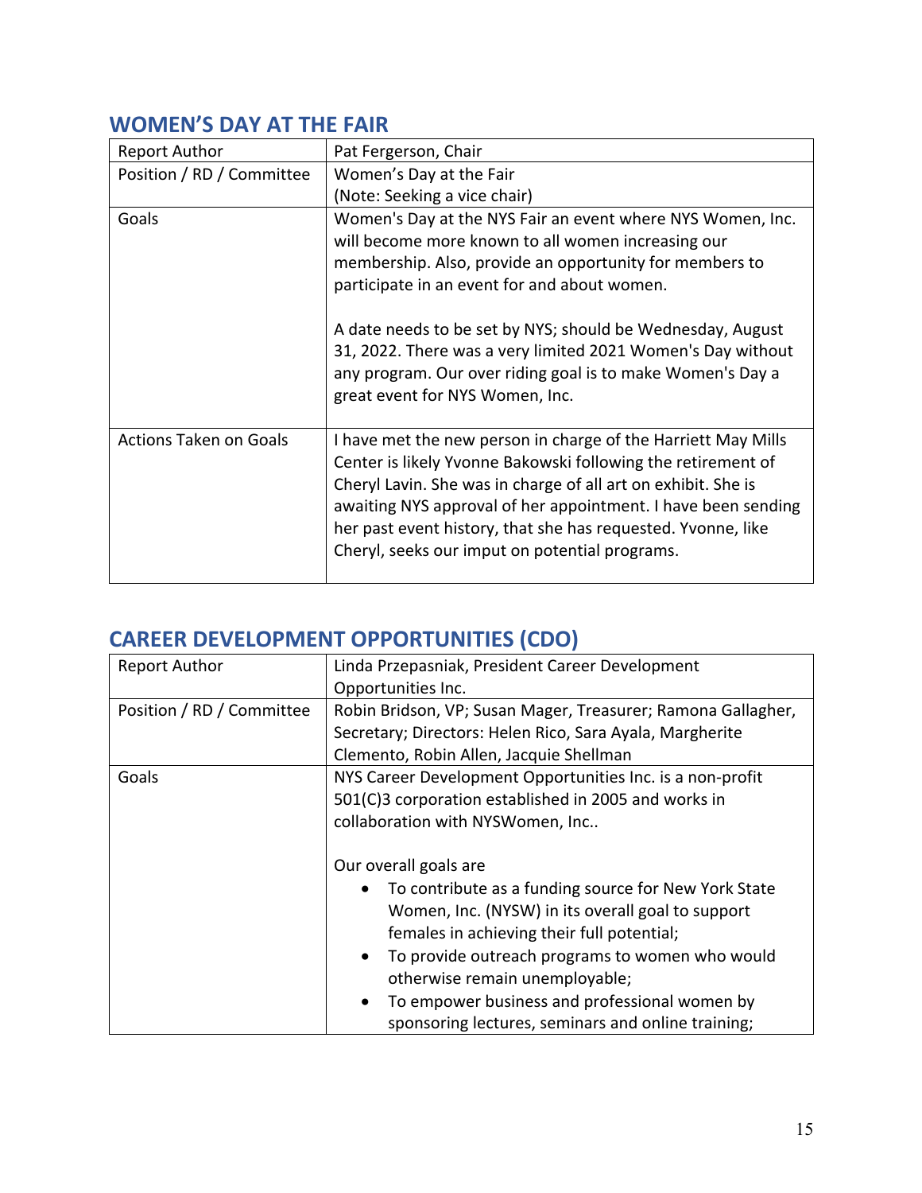## WOMEN'S DAY AT THE FAIR

| Report Author | Pat Fergerson, Chair |
|---|---|
| Position / RD / Committee | Women's Day at the Fair<br>(Note: Seeking a vice chair) |
| Goals | Women's Day at the NYS Fair an event where NYS Women, Inc. will become more known to all women increasing our membership. Also, provide an opportunity for members to participate in an event for and about women.<br><br>A date needs to be set by NYS; should be Wednesday, August 31, 2022. There was a very limited 2021 Women's Day without any program. Our over riding goal is to make Women's Day a great event for NYS Women, Inc. |
| Actions Taken on Goals | I have met the new person in charge of the Harriett May Mills Center is likely Yvonne Bakowski following the retirement of Cheryl Lavin. She was in charge of all art on exhibit. She is awaiting NYS approval of her appointment. I have been sending her past event history, that she has requested. Yvonne, like Cheryl, seeks our imput on potential programs. |

## CAREER DEVELOPMENT OPPORTUNITIES (CDO)

| Report Author | Linda Przepasniak, President Career Development Opportunities Inc. |
|---|---|
| Position / RD / Committee | Robin Bridson, VP; Susan Mager, Treasurer; Ramona Gallagher, Secretary; Directors: Helen Rico, Sara Ayala, Margherite Clemento, Robin Allen, Jacquie Shellman |
| Goals | NYS Career Development Opportunities Inc. is a non-profit 501(C)3 corporation established in 2005 and works in collaboration with NYSWomen, Inc..<br><br>Our overall goals are<br>• To contribute as a funding source for New York State Women, Inc. (NYSW) in its overall goal to support females in achieving their full potential;<br>• To provide outreach programs to women who would otherwise remain unemployable;<br>• To empower business and professional women by sponsoring lectures, seminars and online training; |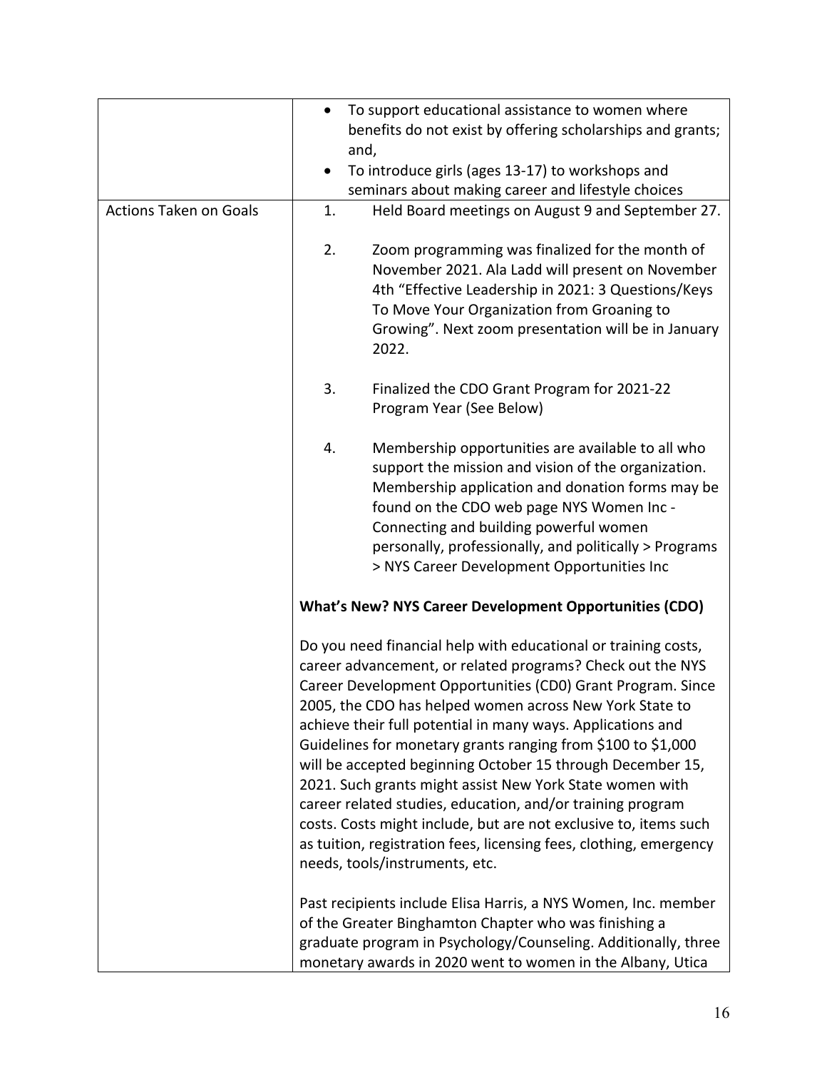| | |
|---|---|
| | • To support educational assistance to women where benefits do not exist by offering scholarships and grants; and,<br>• To introduce girls (ages 13-17) to workshops and seminars about making career and lifestyle choices |
| Actions Taken on Goals | 1. Held Board meetings on August 9 and September 27.<br><br>2. Zoom programming was finalized for the month of November 2021. Ala Ladd will present on November 4th "Effective Leadership in 2021: 3 Questions/Keys To Move Your Organization from Groaning to Growing". Next zoom presentation will be in January 2022.<br><br>3. Finalized the CDO Grant Program for 2021-22 Program Year (See Below)<br><br>4. Membership opportunities are available to all who support the mission and vision of the organization. Membership application and donation forms may be found on the CDO web page NYS Women Inc - Connecting and building powerful women personally, professionally, and politically > Programs > NYS Career Development Opportunities Inc<br><br>**What's New? NYS Career Development Opportunities (CDO)**<br><br>Do you need financial help with educational or training costs, career advancement, or related programs? Check out the NYS Career Development Opportunities (CD0) Grant Program. Since 2005, the CDO has helped women across New York State to achieve their full potential in many ways. Applications and Guidelines for monetary grants ranging from $100 to $1,000 will be accepted beginning October 15 through December 15, 2021. Such grants might assist New York State women with career related studies, education, and/or training program costs. Costs might include, but are not exclusive to, items such as tuition, registration fees, licensing fees, clothing, emergency needs, tools/instruments, etc.<br><br>Past recipients include Elisa Harris, a NYS Women, Inc. member of the Greater Binghamton Chapter who was finishing a graduate program in Psychology/Counseling. Additionally, three monetary awards in 2020 went to women in the Albany, Utica |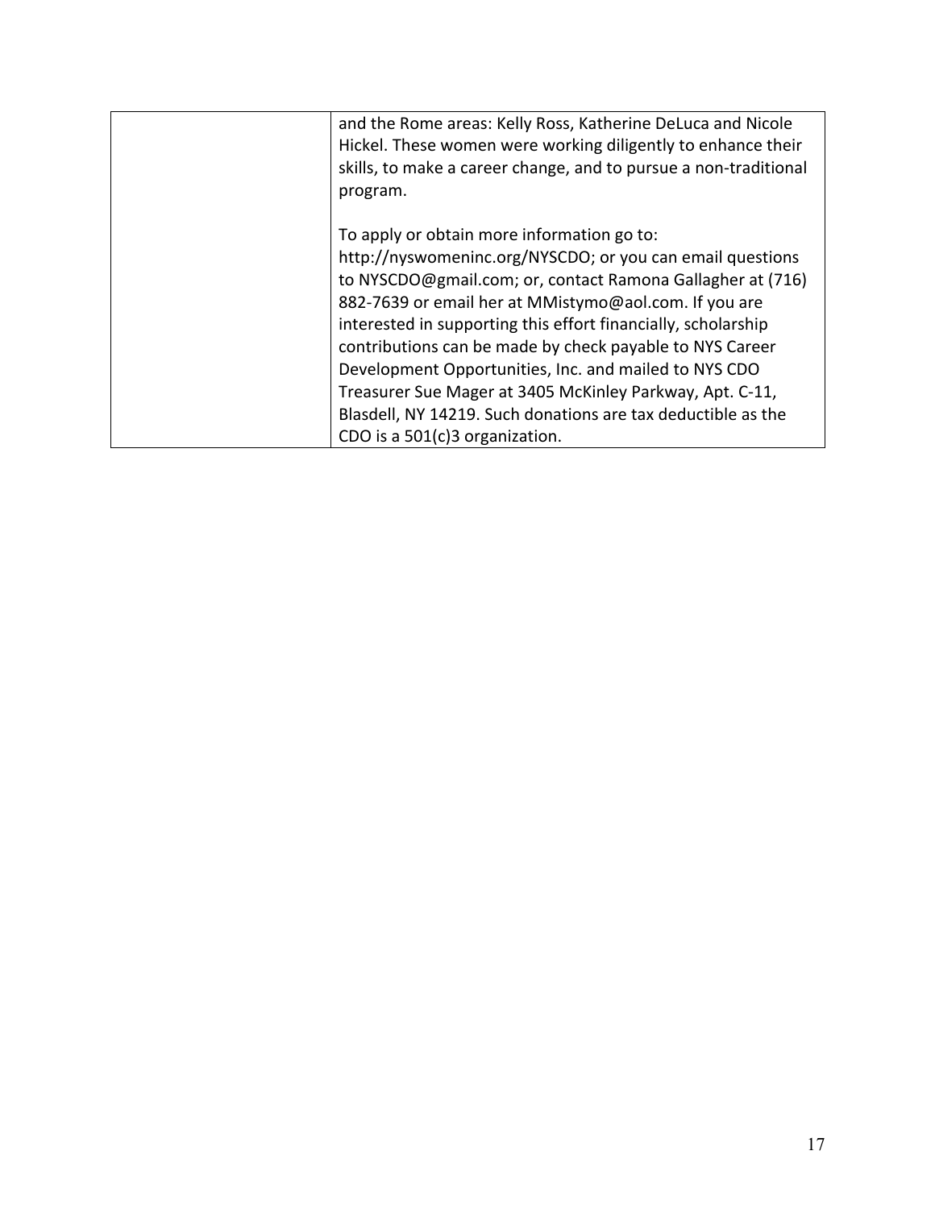| | |
|---|---|
| | and the Rome areas: Kelly Ross, Katherine DeLuca and Nicole Hickel. These women were working diligently to enhance their skills, to make a career change, and to pursue a non-traditional program.<br><br>To apply or obtain more information go to: http://nyswomeninc.org/NYSCDO; or you can email questions to NYSCDO@gmail.com; or, contact Ramona Gallagher at (716) 882-7639 or email her at MMistymo@aol.com. If you are interested in supporting this effort financially, scholarship contributions can be made by check payable to NYS Career Development Opportunities, Inc. and mailed to NYS CDO Treasurer Sue Mager at 3405 McKinley Parkway, Apt. C-11, Blasdell, NY 14219. Such donations are tax deductible as the CDO is a 501(c)3 organization. |